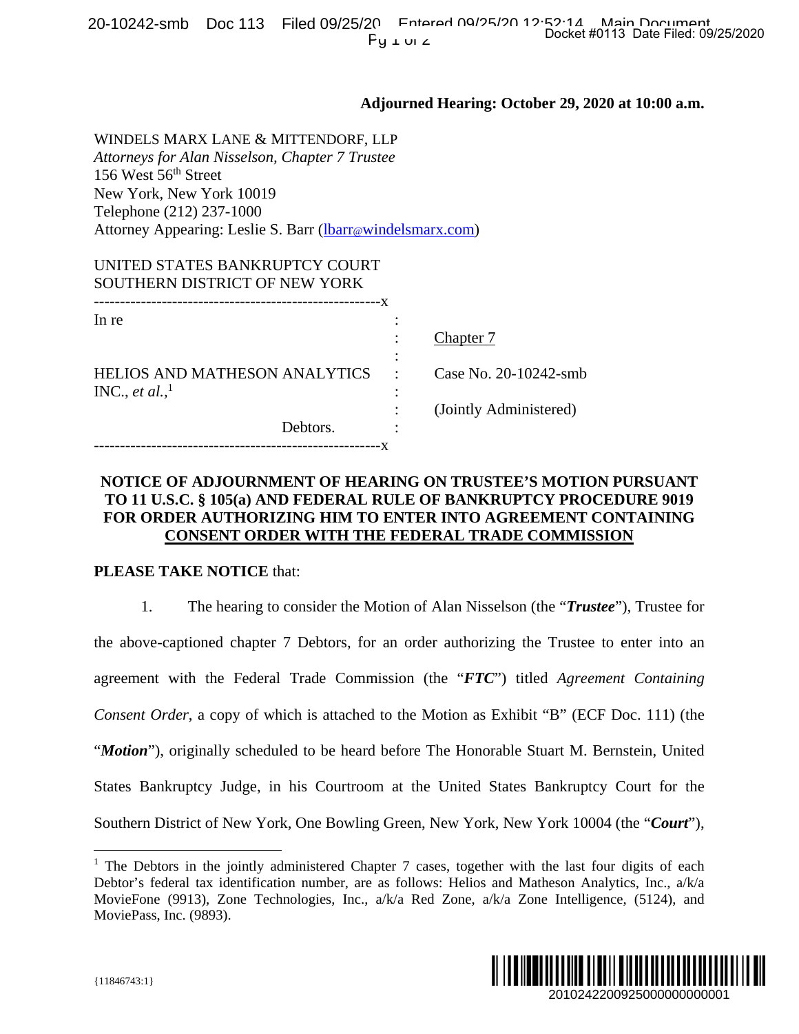**Adjourned Hearing: October 29, 2020 at 10:00 a.m.**

WINDELS MARX LANE & MITTENDORF, LLP
*Attorneys for Alan Nisselson, Chapter 7 Trustee*
156 West 56th Street
New York, New York 10019
Telephone (212) 237-1000
Attorney Appearing: Leslie S. Barr (lbarr@windelsmarx.com)

UNITED STATES BANKRUPTCY COURT
SOUTHERN DISTRICT OF NEW YORK

| | |
|---|---|
| In re | Chapter 7 |
| HELIOS AND MATHESON ANALYTICS INC., *et al.*,[1] | Case No. 20-10242-smb |
| | (Jointly Administered) |
| Debtors. | |

**NOTICE OF ADJOURNMENT OF HEARING ON TRUSTEE'S MOTION PURSUANT TO 11 U.S.C. § 105(a) AND FEDERAL RULE OF BANKRUPTCY PROCEDURE 9019 FOR ORDER AUTHORIZING HIM TO ENTER INTO AGREEMENT CONTAINING CONSENT ORDER WITH THE FEDERAL TRADE COMMISSION**

**PLEASE TAKE NOTICE** that:

1. The hearing to consider the Motion of Alan Nisselson (the "***Trustee***"), Trustee for the above-captioned chapter 7 Debtors, for an order authorizing the Trustee to enter into an agreement with the Federal Trade Commission (the "***FTC***") titled *Agreement Containing Consent Order*, a copy of which is attached to the Motion as Exhibit "B" (ECF Doc. 111) (the "***Motion***"), originally scheduled to be heard before The Honorable Stuart M. Bernstein, United States Bankruptcy Judge, in his Courtroom at the United States Bankruptcy Court for the Southern District of New York, One Bowling Green, New York, New York 10004 (the "***Court***"),

[1] The Debtors in the jointly administered Chapter 7 cases, together with the last four digits of each Debtor's federal tax identification number, are as follows: Helios and Matheson Analytics, Inc., a/k/a MovieFone (9913), Zone Technologies, Inc., a/k/a Red Zone, a/k/a Zone Intelligence, (5124), and MoviePass, Inc. (9893).

{11846743:1}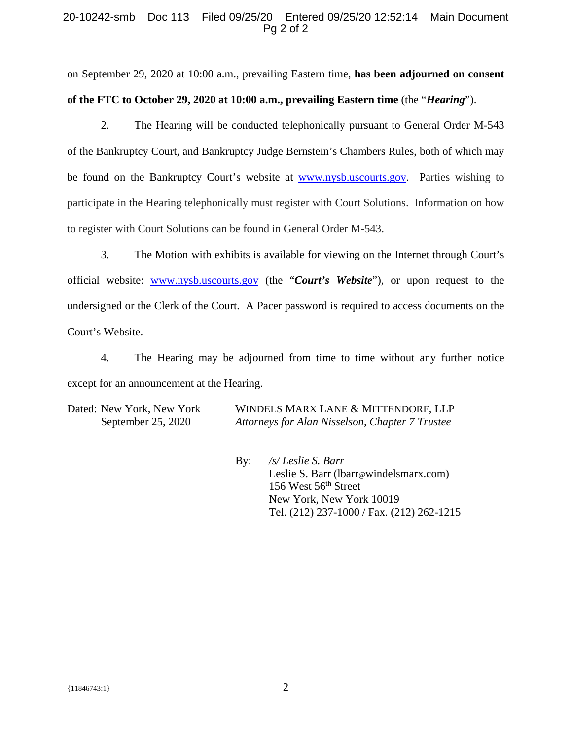on September 29, 2020 at 10:00 a.m., prevailing Eastern time, **has been adjourned on consent of the FTC to October 29, 2020 at 10:00 a.m., prevailing Eastern time** (the "***Hearing***").

2. The Hearing will be conducted telephonically pursuant to General Order M-543 of the Bankruptcy Court, and Bankruptcy Judge Bernstein's Chambers Rules, both of which may be found on the Bankruptcy Court's website at www.nysb.uscourts.gov. Parties wishing to participate in the Hearing telephonically must register with Court Solutions. Information on how to register with Court Solutions can be found in General Order M-543.

3. The Motion with exhibits is available for viewing on the Internet through Court's official website: www.nysb.uscourts.gov (the "***Court's Website***"), or upon request to the undersigned or the Clerk of the Court. A Pacer password is required to access documents on the Court's Website.

4. The Hearing may be adjourned from time to time without any further notice except for an announcement at the Hearing.

Dated: New York, New York
September 25, 2020

WINDELS MARX LANE & MITTENDORF, LLP
*Attorneys for Alan Nisselson, Chapter 7 Trustee*

By: */s/ Leslie S. Barr*
Leslie S. Barr (lbarr@windelsmarx.com)
156 West 56th Street
New York, New York 10019
Tel. (212) 237-1000 / Fax. (212) 262-1215

{11846743:1}